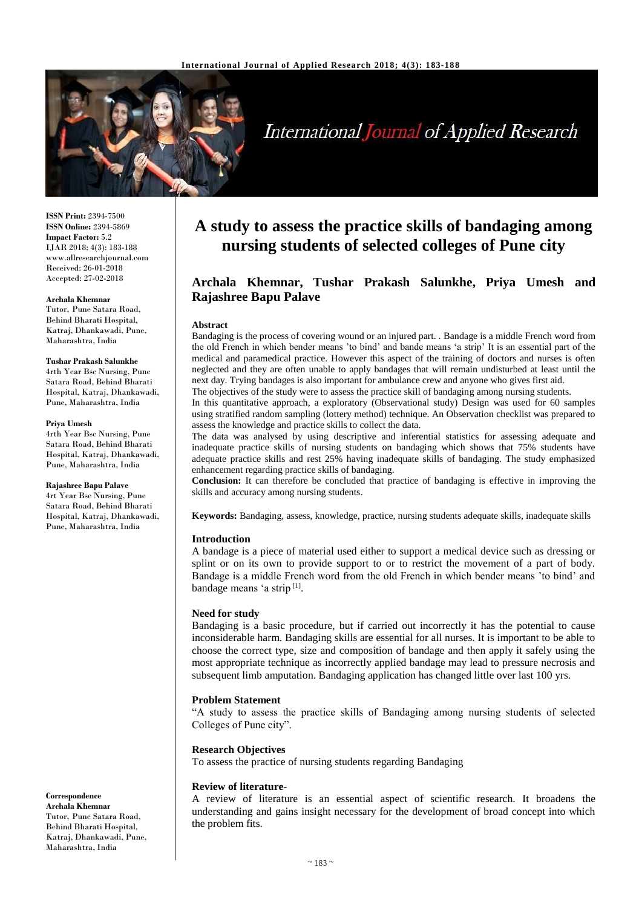**ISSN Print:** 2394-7500
**ISSN Online:** 2394-5869
**Impact Factor:** 5.2
IJAR 2018; 4(3): 183-188
www.allresearchjournal.com
Received: 26-01-2018
Accepted: 27-02-2018

**Archala Khemnar**
Tutor, Pune Satara Road, Behind Bharati Hospital, Katraj, Dhankawadi, Pune, Maharashtra, India

**Tushar Prakash Salunkhe**
4rth Year Bsc Nursing, Pune Satara Road, Behind Bharati Hospital, Katraj, Dhankawadi, Pune, Maharashtra, India

**Priya Umesh**
4rth Year Bsc Nursing, Pune Satara Road, Behind Bharati Hospital, Katraj, Dhankawadi, Pune, Maharashtra, India

**Rajashree Bapu Palave**
4rt Year Bsc Nursing, Pune Satara Road, Behind Bharati Hospital, Katraj, Dhankawadi, Pune, Maharashtra, India

**Correspondence**
**Archala Khemnar**
Tutor, Pune Satara Road, Behind Bharati Hospital, Katraj, Dhankawadi, Pune, Maharashtra, India

# A study to assess the practice skills of bandaging among nursing students of selected colleges of Pune city

**Archala Khemnar, Tushar Prakash Salunkhe, Priya Umesh and Rajashree Bapu Palave**

### Abstract

Bandaging is the process of covering wound or an injured part. . Bandage is a middle French word from the old French in which bender means 'to bind' and bande means 'a strip' It is an essential part of the medical and paramedical practice. However this aspect of the training of doctors and nurses is often neglected and they are often unable to apply bandages that will remain undisturbed at least until the next day. Trying bandages is also important for ambulance crew and anyone who gives first aid.

The objectives of the study were to assess the practice skill of bandaging among nursing students.

In this quantitative approach, a exploratory (Observational study) Design was used for 60 samples using stratified random sampling (lottery method) technique. An Observation checklist was prepared to assess the knowledge and practice skills to collect the data.

The data was analysed by using descriptive and inferential statistics for assessing adequate and inadequate practice skills of nursing students on bandaging which shows that 75% students have adequate practice skills and rest 25% having inadequate skills of bandaging. The study emphasized enhancement regarding practice skills of bandaging.

**Conclusion:** It can therefore be concluded that practice of bandaging is effective in improving the skills and accuracy among nursing students.

**Keywords:** Bandaging, assess, knowledge, practice, nursing students adequate skills, inadequate skills

### Introduction

A bandage is a piece of material used either to support a medical device such as dressing or splint or on its own to provide support to or to restrict the movement of a part of body. Bandage is a middle French word from the old French in which bender means 'to bind' and bandage means 'a strip [1].

### Need for study

Bandaging is a basic procedure, but if carried out incorrectly it has the potential to cause inconsiderable harm. Bandaging skills are essential for all nurses. It is important to be able to choose the correct type, size and composition of bandage and then apply it safely using the most appropriate technique as incorrectly applied bandage may lead to pressure necrosis and subsequent limb amputation. Bandaging application has changed little over last 100 yrs.

### Problem Statement

"A study to assess the practice skills of Bandaging among nursing students of selected Colleges of Pune city".

### Research Objectives

To assess the practice of nursing students regarding Bandaging

### Review of literature-

A review of literature is an essential aspect of scientific research. It broadens the understanding and gains insight necessary for the development of broad concept into which the problem fits.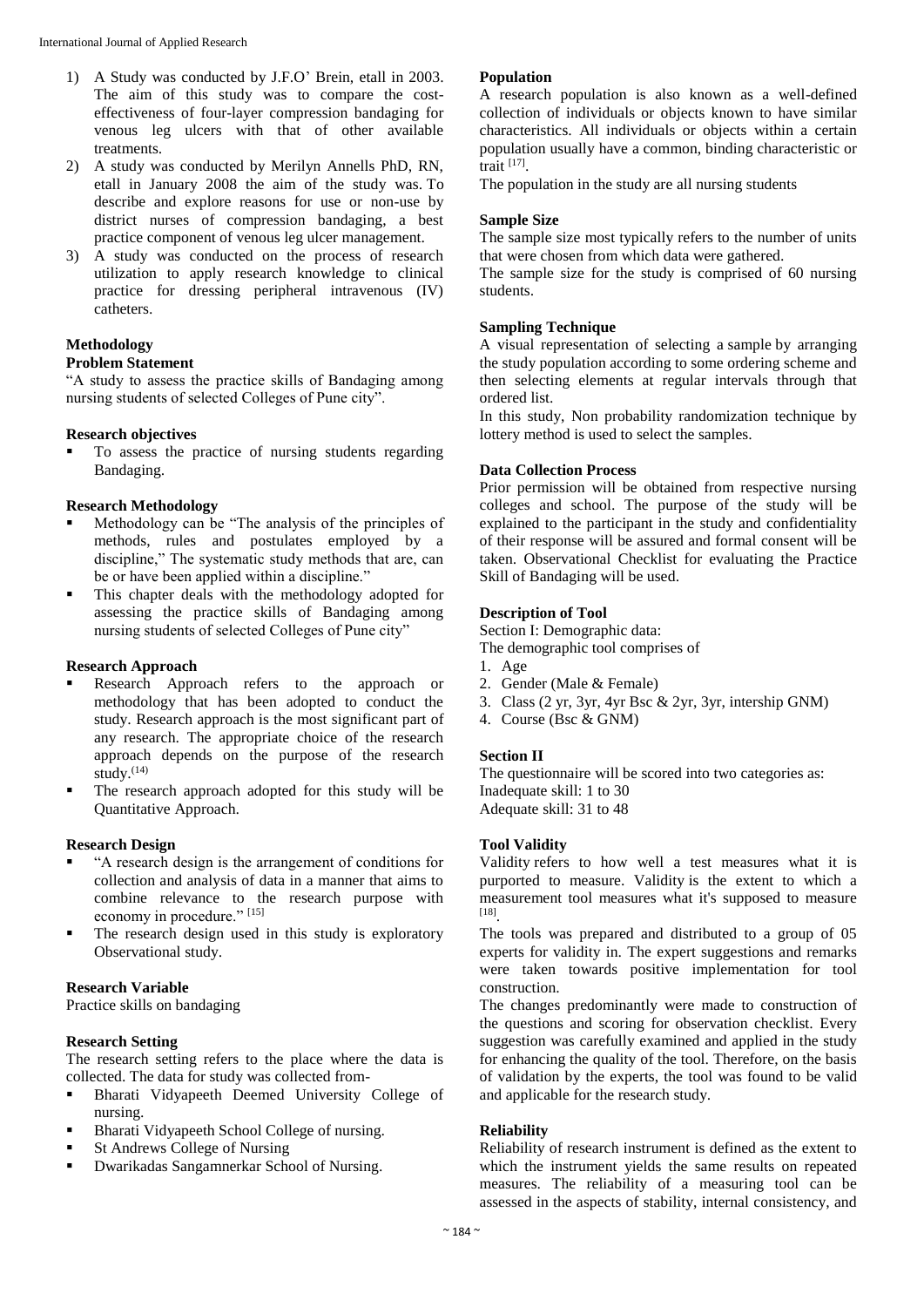1) A Study was conducted by J.F.O' Brein, etall in 2003. The aim of this study was to compare the cost-effectiveness of four-layer compression bandaging for venous leg ulcers with that of other available treatments.
2) A study was conducted by Merilyn Annells PhD, RN, etall in January 2008 the aim of the study was. To describe and explore reasons for use or non-use by district nurses of compression bandaging, a best practice component of venous leg ulcer management.
3) A study was conducted on the process of research utilization to apply research knowledge to clinical practice for dressing peripheral intravenous (IV) catheters.

## Methodology

### Problem Statement

"A study to assess the practice skills of Bandaging among nursing students of selected Colleges of Pune city".

### Research objectives

- To assess the practice of nursing students regarding Bandaging.

### Research Methodology

- Methodology can be "The analysis of the principles of methods, rules and postulates employed by a discipline," The systematic study methods that are, can be or have been applied within a discipline."
- This chapter deals with the methodology adopted for assessing the practice skills of Bandaging among nursing students of selected Colleges of Pune city"

### Research Approach

- Research Approach refers to the approach or methodology that has been adopted to conduct the study. Research approach is the most significant part of any research. The appropriate choice of the research approach depends on the purpose of the research study.(14)
- The research approach adopted for this study will be Quantitative Approach.

### Research Design

- "A research design is the arrangement of conditions for collection and analysis of data in a manner that aims to combine relevance to the research purpose with economy in procedure." [15]
- The research design used in this study is exploratory Observational study.

### Research Variable

Practice skills on bandaging

### Research Setting

The research setting refers to the place where the data is collected. The data for study was collected from-

- Bharati Vidyapeeth Deemed University College of nursing.
- Bharati Vidyapeeth School College of nursing.
- St Andrews College of Nursing
- Dwarikadas Sangamnerkar School of Nursing.

### Population

A research population is also known as a well-defined collection of individuals or objects known to have similar characteristics. All individuals or objects within a certain population usually have a common, binding characteristic or trait [17].

The population in the study are all nursing students

### Sample Size

The sample size most typically refers to the number of units that were chosen from which data were gathered.

The sample size for the study is comprised of 60 nursing students.

### Sampling Technique

A visual representation of selecting a sample by arranging the study population according to some ordering scheme and then selecting elements at regular intervals through that ordered list.

In this study, Non probability randomization technique by lottery method is used to select the samples.

### Data Collection Process

Prior permission will be obtained from respective nursing colleges and school. The purpose of the study will be explained to the participant in the study and confidentiality of their response will be assured and formal consent will be taken. Observational Checklist for evaluating the Practice Skill of Bandaging will be used.

### Description of Tool

Section I: Demographic data:

The demographic tool comprises of

1. Age
2. Gender (Male & Female)
3. Class (2 yr, 3yr, 4yr Bsc & 2yr, 3yr, intership GNM)
4. Course (Bsc & GNM)

### Section II

The questionnaire will be scored into two categories as:

Inadequate skill: 1 to 30

Adequate skill: 31 to 48

### Tool Validity

Validity refers to how well a test measures what it is purported to measure. Validity is the extent to which a measurement tool measures what it's supposed to measure [18].

The tools was prepared and distributed to a group of 05 experts for validity in. The expert suggestions and remarks were taken towards positive implementation for tool construction.

The changes predominantly were made to construction of the questions and scoring for observation checklist. Every suggestion was carefully examined and applied in the study for enhancing the quality of the tool. Therefore, on the basis of validation by the experts, the tool was found to be valid and applicable for the research study.

### Reliability

Reliability of research instrument is defined as the extent to which the instrument yields the same results on repeated measures. The reliability of a measuring tool can be assessed in the aspects of stability, internal consistency, and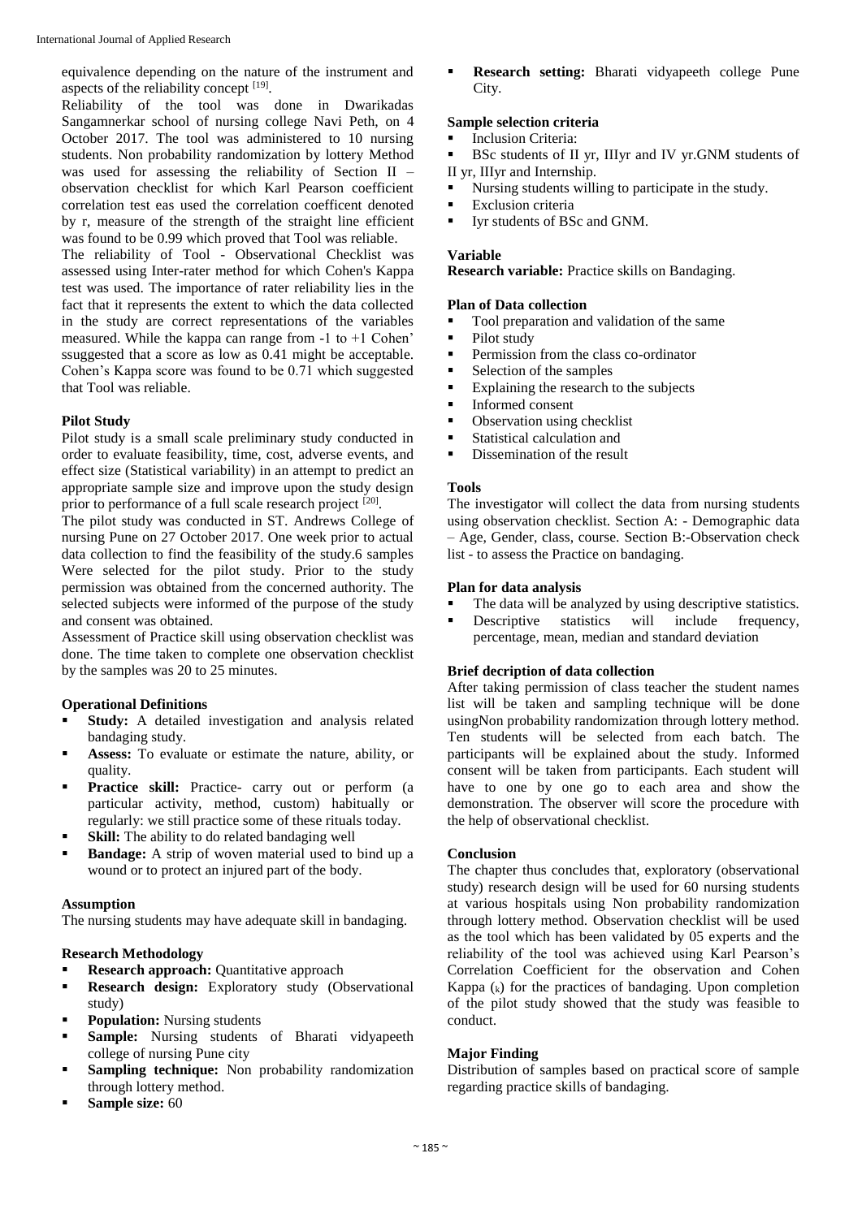equivalence depending on the nature of the instrument and aspects of the reliability concept [19].

Reliability of the tool was done in Dwarikadas Sangamnerkar school of nursing college Navi Peth, on 4 October 2017. The tool was administered to 10 nursing students. Non probability randomization by lottery Method was used for assessing the reliability of Section II – observation checklist for which Karl Pearson coefficient correlation test eas used the correlation coefficent denoted by r, measure of the strength of the straight line efficient was found to be 0.99 which proved that Tool was reliable.

The reliability of Tool - Observational Checklist was assessed using Inter-rater method for which Cohen's Kappa test was used. The importance of rater reliability lies in the fact that it represents the extent to which the data collected in the study are correct representations of the variables measured. While the kappa can range from -1 to +1 Cohen' ssuggested that a score as low as 0.41 might be acceptable. Cohen's Kappa score was found to be 0.71 which suggested that Tool was reliable.

**Pilot Study**

Pilot study is a small scale preliminary study conducted in order to evaluate feasibility, time, cost, adverse events, and effect size (Statistical variability) in an attempt to predict an appropriate sample size and improve upon the study design prior to performance of a full scale research project [20].

The pilot study was conducted in ST. Andrews College of nursing Pune on 27 October 2017. One week prior to actual data collection to find the feasibility of the study.6 samples Were selected for the pilot study. Prior to the study permission was obtained from the concerned authority. The selected subjects were informed of the purpose of the study and consent was obtained.

Assessment of Practice skill using observation checklist was done. The time taken to complete one observation checklist by the samples was 20 to 25 minutes.

**Operational Definitions**

- **Study:** A detailed investigation and analysis related bandaging study.
- **Assess:** To evaluate or estimate the nature, ability, or quality.
- **Practice skill:** Practice- carry out or perform (a particular activity, method, custom) habitually or regularly: we still practice some of these rituals today.
- **Skill:** The ability to do related bandaging well
- **Bandage:** A strip of woven material used to bind up a wound or to protect an injured part of the body.

**Assumption**

The nursing students may have adequate skill in bandaging.

**Research Methodology**

- **Research approach:** Quantitative approach
- **Research design:** Exploratory study (Observational study)
- **Population:** Nursing students
- **Sample:** Nursing students of Bharati vidyapeeth college of nursing Pune city
- **Sampling technique:** Non probability randomization through lottery method.
- **Sample size:** 60
- **Research setting:** Bharati vidyapeeth college Pune City.

**Sample selection criteria**

- Inclusion Criteria:
- BSc students of II yr, IIIyr and IV yr.GNM students of II yr, IIIyr and Internship.
- Nursing students willing to participate in the study.
- Exclusion criteria
- Iyr students of BSc and GNM.

**Variable**

**Research variable:** Practice skills on Bandaging.

**Plan of Data collection**

- Tool preparation and validation of the same
- Pilot study
- Permission from the class co-ordinator
- Selection of the samples
- Explaining the research to the subjects
- Informed consent
- Observation using checklist
- Statistical calculation and
- Dissemination of the result

**Tools**

The investigator will collect the data from nursing students using observation checklist. Section A: - Demographic data – Age, Gender, class, course. Section B:-Observation check list - to assess the Practice on bandaging.

**Plan for data analysis**

- The data will be analyzed by using descriptive statistics.
- Descriptive statistics will include frequency, percentage, mean, median and standard deviation

**Brief decription of data collection**

After taking permission of class teacher the student names list will be taken and sampling technique will be done usingNon probability randomization through lottery method. Ten students will be selected from each batch. The participants will be explained about the study. Informed consent will be taken from participants. Each student will have to one by one go to each area and show the demonstration. The observer will score the procedure with the help of observational checklist.

**Conclusion**

The chapter thus concludes that, exploratory (observational study) research design will be used for 60 nursing students at various hospitals using Non probability randomization through lottery method. Observation checklist will be used as the tool which has been validated by 05 experts and the reliability of the tool was achieved using Karl Pearson's Correlation Coefficient for the observation and Cohen Kappa ($_k$) for the practices of bandaging. Upon completion of the pilot study showed that the study was feasible to conduct.

**Major Finding**

Distribution of samples based on practical score of sample regarding practice skills of bandaging.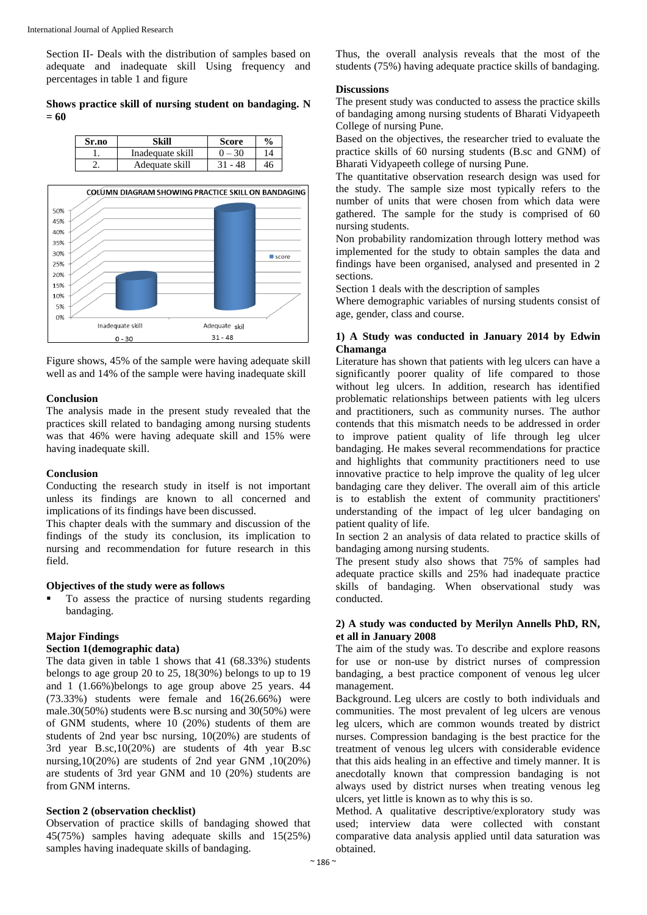Section II- Deals with the distribution of samples based on adequate and inadequate skill Using frequency and percentages in table 1 and figure

**Shows practice skill of nursing student on bandaging. N = 60**

| Sr.no | Skill | Score | % |
|---|---|---|---|
| 1. | Inadequate skill | 0 – 30 | 14 |
| 2. | Adequate skill | 31 - 48 | 46 |

Figure shows, 45% of the sample were having adequate skill well as and 14% of the sample were having inadequate skill

## Conclusion

The analysis made in the present study revealed that the practices skill related to bandaging among nursing students was that 46% were having adequate skill and 15% were having inadequate skill.

## Conclusion

Conducting the research study in itself is not important unless its findings are known to all concerned and implications of its findings have been discussed.

This chapter deals with the summary and discussion of the findings of the study its conclusion, its implication to nursing and recommendation for future research in this field.

### Objectives of the study were as follows

- To assess the practice of nursing students regarding bandaging.

### Major Findings

**Section 1(demographic data)**

The data given in table 1 shows that 41 (68.33%) students belongs to age group 20 to 25, 18(30%) belongs to up to 19 and 1 (1.66%)belongs to age group above 25 years. 44 (73.33%) students were female and 16(26.66%) were male.30(50%) students were B.sc nursing and 30(50%) were of GNM students, where 10 (20%) students of them are students of 2nd year bsc nursing, 10(20%) are students of 3rd year B.sc,10(20%) are students of 4th year B.sc nursing,10(20%) are students of 2nd year GNM ,10(20%) are students of 3rd year GNM and 10 (20%) students are from GNM interns.

**Section 2 (observation checklist)**

Observation of practice skills of bandaging showed that 45(75%) samples having adequate skills and 15(25%) samples having inadequate skills of bandaging.

Thus, the overall analysis reveals that the most of the students (75%) having adequate practice skills of bandaging.

## Discussions

The present study was conducted to assess the practice skills of bandaging among nursing students of Bharati Vidyapeeth College of nursing Pune.

Based on the objectives, the researcher tried to evaluate the practice skills of 60 nursing students (B.sc and GNM) of Bharati Vidyapeeth college of nursing Pune.

The quantitative observation research design was used for the study. The sample size most typically refers to the number of units that were chosen from which data were gathered. The sample for the study is comprised of 60 nursing students.

Non probability randomization through lottery method was implemented for the study to obtain samples the data and findings have been organised, analysed and presented in 2 sections.

Section 1 deals with the description of samples

Where demographic variables of nursing students consist of age, gender, class and course.

### 1) A Study was conducted in January 2014 by Edwin Chamanga

Literature has shown that patients with leg ulcers can have a significantly poorer quality of life compared to those without leg ulcers. In addition, research has identified problematic relationships between patients with leg ulcers and practitioners, such as community nurses. The author contends that this mismatch needs to be addressed in order to improve patient quality of life through leg ulcer bandaging. He makes several recommendations for practice and highlights that community practitioners need to use innovative practice to help improve the quality of leg ulcer bandaging care they deliver. The overall aim of this article is to establish the extent of community practitioners' understanding of the impact of leg ulcer bandaging on patient quality of life.

In section 2 an analysis of data related to practice skills of bandaging among nursing students.

The present study also shows that 75% of samples had adequate practice skills and 25% had inadequate practice skills of bandaging. When observational study was conducted.

### 2) A study was conducted by Merilyn Annells PhD, RN, et all in January 2008

The aim of the study was. To describe and explore reasons for use or non-use by district nurses of compression bandaging, a best practice component of venous leg ulcer management.

Background. Leg ulcers are costly to both individuals and communities. The most prevalent of leg ulcers are venous leg ulcers, which are common wounds treated by district nurses. Compression bandaging is the best practice for the treatment of venous leg ulcers with considerable evidence that this aids healing in an effective and timely manner. It is anecdotally known that compression bandaging is not always used by district nurses when treating venous leg ulcers, yet little is known as to why this is so.

Method. A qualitative descriptive/exploratory study was used; interview data were collected with constant comparative data analysis applied until data saturation was obtained.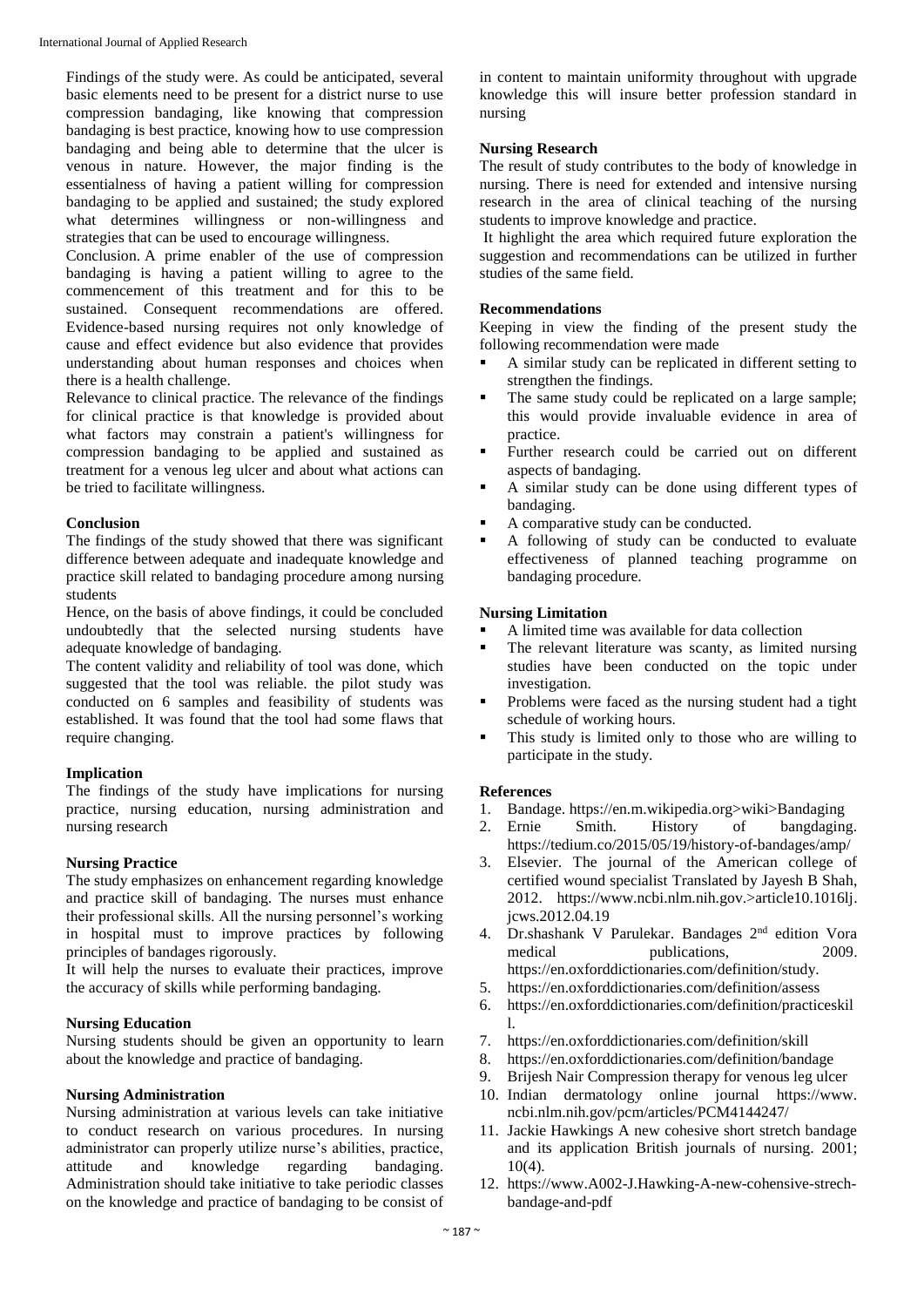Findings of the study were. As could be anticipated, several basic elements need to be present for a district nurse to use compression bandaging, like knowing that compression bandaging is best practice, knowing how to use compression bandaging and being able to determine that the ulcer is venous in nature. However, the major finding is the essentialness of having a patient willing for compression bandaging to be applied and sustained; the study explored what determines willingness or non-willingness and strategies that can be used to encourage willingness.

Conclusion. A prime enabler of the use of compression bandaging is having a patient willing to agree to the commencement of this treatment and for this to be sustained. Consequent recommendations are offered. Evidence-based nursing requires not only knowledge of cause and effect evidence but also evidence that provides understanding about human responses and choices when there is a health challenge.

Relevance to clinical practice. The relevance of the findings for clinical practice is that knowledge is provided about what factors may constrain a patient's willingness for compression bandaging to be applied and sustained as treatment for a venous leg ulcer and about what actions can be tried to facilitate willingness.

**Conclusion**

The findings of the study showed that there was significant difference between adequate and inadequate knowledge and practice skill related to bandaging procedure among nursing students

Hence, on the basis of above findings, it could be concluded undoubtedly that the selected nursing students have adequate knowledge of bandaging.

The content validity and reliability of tool was done, which suggested that the tool was reliable. the pilot study was conducted on 6 samples and feasibility of students was established. It was found that the tool had some flaws that require changing.

**Implication**

The findings of the study have implications for nursing practice, nursing education, nursing administration and nursing research

**Nursing Practice**

The study emphasizes on enhancement regarding knowledge and practice skill of bandaging. The nurses must enhance their professional skills. All the nursing personnel's working in hospital must to improve practices by following principles of bandages rigorously.

It will help the nurses to evaluate their practices, improve the accuracy of skills while performing bandaging.

**Nursing Education**

Nursing students should be given an opportunity to learn about the knowledge and practice of bandaging.

**Nursing Administration**

Nursing administration at various levels can take initiative to conduct research on various procedures. In nursing administrator can properly utilize nurse's abilities, practice, attitude and knowledge regarding bandaging. Administration should take initiative to take periodic classes on the knowledge and practice of bandaging to be consist of in content to maintain uniformity throughout with upgrade knowledge this will insure better profession standard in nursing

**Nursing Research**

The result of study contributes to the body of knowledge in nursing. There is need for extended and intensive nursing research in the area of clinical teaching of the nursing students to improve knowledge and practice.

It highlight the area which required future exploration the suggestion and recommendations can be utilized in further studies of the same field.

**Recommendations**

Keeping in view the finding of the present study the following recommendation were made

- A similar study can be replicated in different setting to strengthen the findings.
- The same study could be replicated on a large sample; this would provide invaluable evidence in area of practice.
- Further research could be carried out on different aspects of bandaging.
- A similar study can be done using different types of bandaging.
- A comparative study can be conducted.
- A following of study can be conducted to evaluate effectiveness of planned teaching programme on bandaging procedure.

**Nursing Limitation**

- A limited time was available for data collection
- The relevant literature was scanty, as limited nursing studies have been conducted on the topic under investigation.
- Problems were faced as the nursing student had a tight schedule of working hours.
- This study is limited only to those who are willing to participate in the study.

**References**

1. Bandage. https://en.m.wikipedia.org>wiki>Bandaging
2. Ernie Smith. History of bangdaging. https://tedium.co/2015/05/19/history-of-bandages/amp/
3. Elsevier. The journal of the American college of certified wound specialist Translated by Jayesh B Shah, 2012. https://www.ncbi.nlm.nih.gov.>article10.1016lj.jcws.2012.04.19
4. Dr.shashank V Parulekar. Bandages 2nd edition Vora medical publications, 2009. https://en.oxforddictionaries.com/definition/study.
5. https://en.oxforddictionaries.com/definition/assess
6. https://en.oxforddictionaries.com/definition/practiceskill.
7. https://en.oxforddictionaries.com/definition/skill
8. https://en.oxforddictionaries.com/definition/bandage
9. Brijesh Nair Compression therapy for venous leg ulcer
10. Indian dermatology online journal https://www.ncbi.nlm.nih.gov/pcm/articles/PCM4144247/
11. Jackie Hawkings A new cohesive short stretch bandage and its application British journals of nursing. 2001; 10(4).
12. https://www.A002-J.Hawking-A-new-cohensive-strech-bandage-and-pdf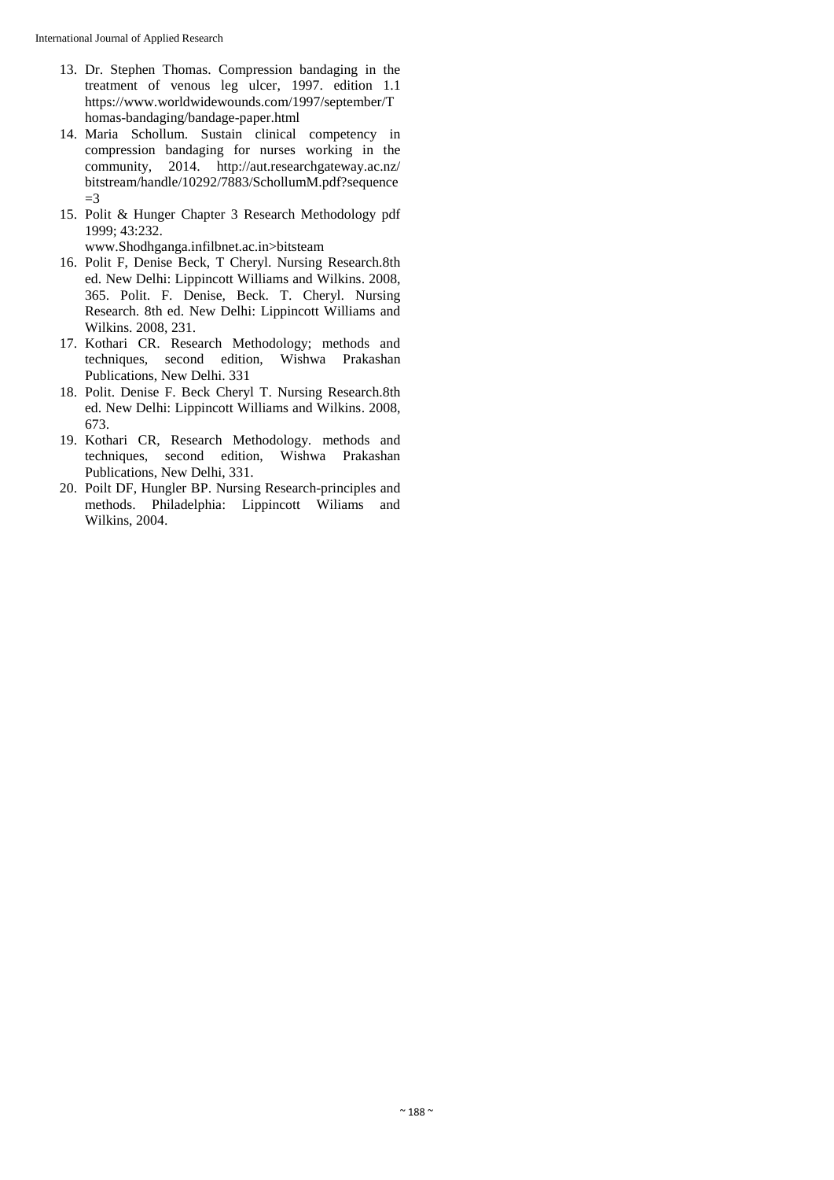13. Dr. Stephen Thomas. Compression bandaging in the treatment of venous leg ulcer, 1997. edition 1.1 https://www.worldwidewounds.com/1997/september/Thomas-bandaging/bandage-paper.html
14. Maria Schollum. Sustain clinical competency in compression bandaging for nurses working in the community, 2014. http://aut.researchgateway.ac.nz/bitstream/handle/10292/7883/SchollumM.pdf?sequence=3
15. Polit & Hunger Chapter 3 Research Methodology pdf 1999; 43:232. www.Shodhganga.infilbnet.ac.in>bitsteam
16. Polit F, Denise Beck, T Cheryl. Nursing Research.8th ed. New Delhi: Lippincott Williams and Wilkins. 2008, 365. Polit. F. Denise, Beck. T. Cheryl. Nursing Research. 8th ed. New Delhi: Lippincott Williams and Wilkins. 2008, 231.
17. Kothari CR. Research Methodology; methods and techniques, second edition, Wishwa Prakashan Publications, New Delhi. 331
18. Polit. Denise F. Beck Cheryl T. Nursing Research.8th ed. New Delhi: Lippincott Williams and Wilkins. 2008, 673.
19. Kothari CR, Research Methodology. methods and techniques, second edition, Wishwa Prakashan Publications, New Delhi, 331.
20. Poilt DF, Hungler BP. Nursing Research-principles and methods. Philadelphia: Lippincott Wiliams and Wilkins, 2004.